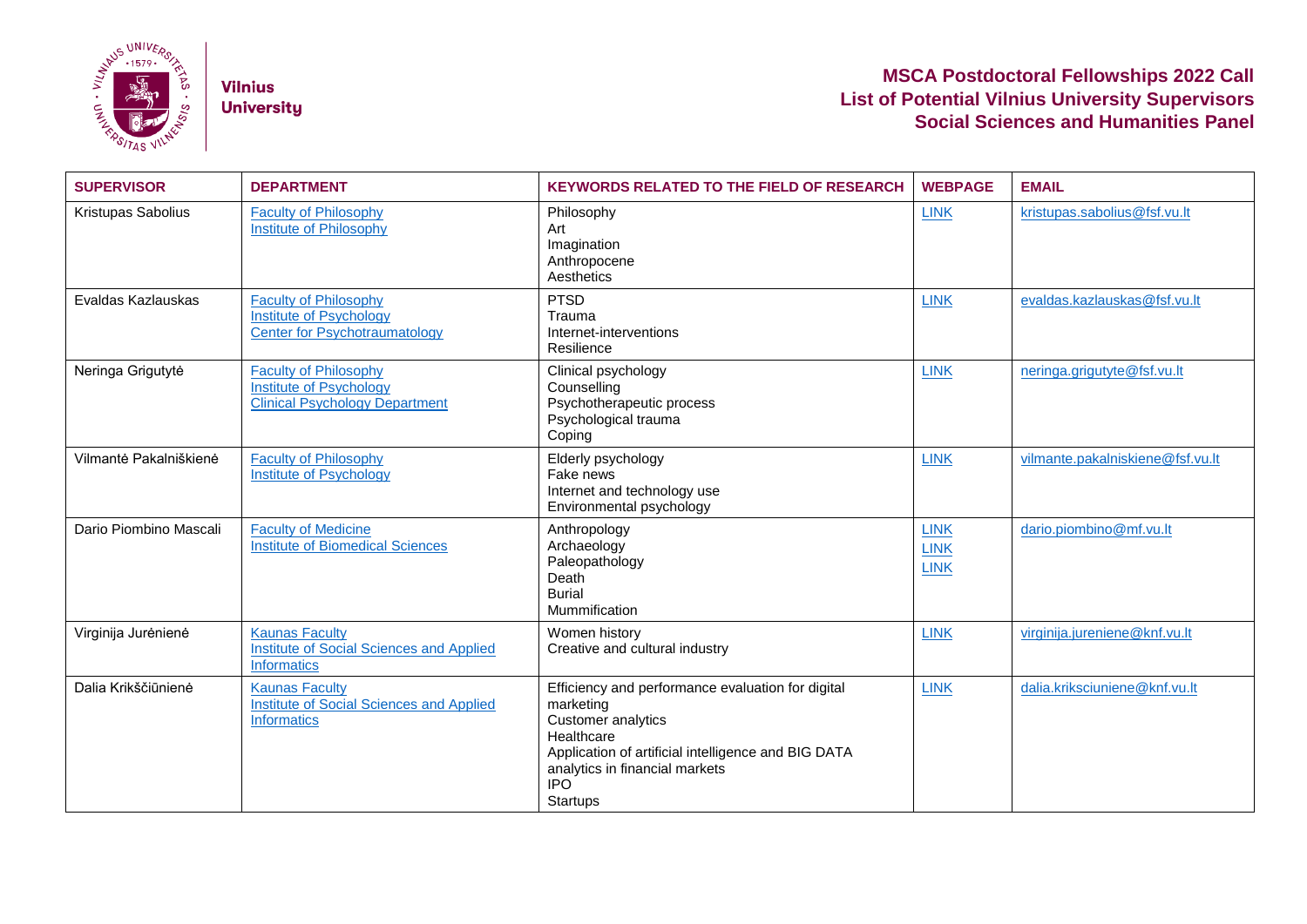**Vilnius University**

# MSCA Postdoctoral Fellowships 2022 Call
## List of Potential Vilnius University Supervisors
## Social Sciences and Humanities Panel

| SUPERVISOR | DEPARTMENT | KEYWORDS RELATED TO THE FIELD OF RESEARCH | WEBPAGE | EMAIL |
|---|---|---|---|---|
| Kristupas Sabolius | Faculty of Philosophy<br>Institute of Philosophy | Philosophy<br>Art<br>Imagination<br>Anthropocene<br>Aesthetics | LINK | kristupas.sabolius@fsf.vu.lt |
| Evaldas Kazlauskas | Faculty of Philosophy<br>Institute of Psychology<br>Center for Psychotraumatology | PTSD<br>Trauma<br>Internet-interventions<br>Resilience | LINK | evaldas.kazlauskas@fsf.vu.lt |
| Neringa Grigutytė | Faculty of Philosophy<br>Institute of Psychology<br>Clinical Psychology Department | Clinical psychology<br>Counselling<br>Psychotherapeutic process<br>Psychological trauma<br>Coping | LINK | neringa.grigutyte@fsf.vu.lt |
| Vilmantė Pakalniškienė | Faculty of Philosophy<br>Institute of Psychology | Elderly psychology<br>Fake news<br>Internet and technology use<br>Environmental psychology | LINK | vilmante.pakalniskiene@fsf.vu.lt |
| Dario Piombino Mascali | Faculty of Medicine<br>Institute of Biomedical Sciences | Anthropology<br>Archaeology<br>Paleopathology<br>Death<br>Burial<br>Mummification | LINK<br>LINK<br>LINK | dario.piombino@mf.vu.lt |
| Virginija Jurėnienė | Kaunas Faculty<br>Institute of Social Sciences and Applied Informatics | Women history<br>Creative and cultural industry | LINK | virginija.jureniene@knf.vu.lt |
| Dalia Krikščiūnienė | Kaunas Faculty<br>Institute of Social Sciences and Applied Informatics | Efficiency and performance evaluation for digital marketing<br>Customer analytics<br>Healthcare<br>Application of artificial intelligence and BIG DATA analytics in financial markets<br>IPO<br>Startups | LINK | dalia.kriksciuniene@knf.vu.lt |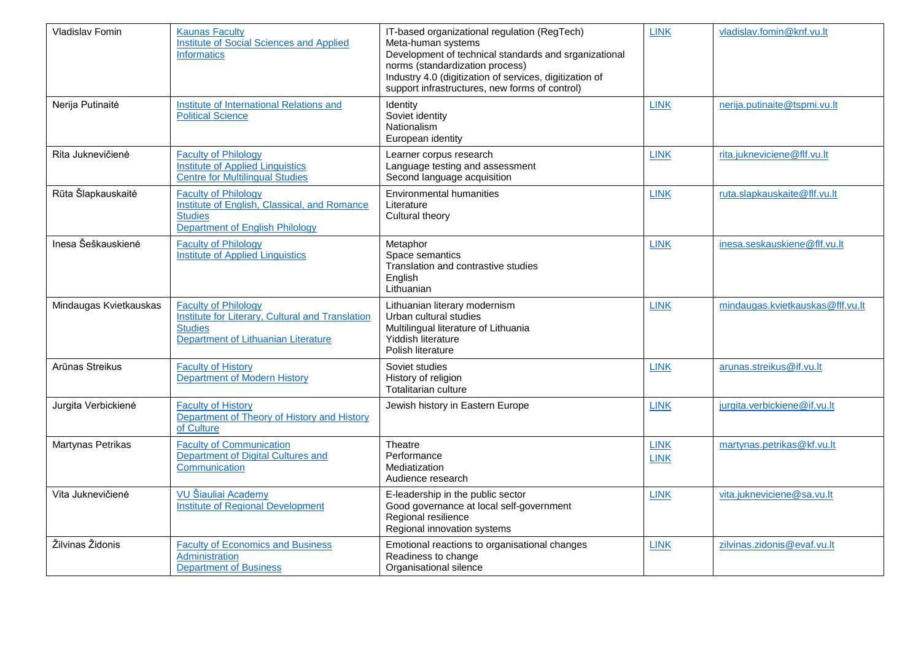| | | | | |
|---|---|---|---|---|
| Vladislav Fomin | Kaunas Faculty<br>Institute of Social Sciences and Applied Informatics | IT-based organizational regulation (RegTech)<br>Meta-human systems<br>Development of technical standards and srganizational norms (standardization process)<br>Industry 4.0 (digitization of services, digitization of support infrastructures, new forms of control) | LINK | vladislav.fomin@knf.vu.lt |
| Nerija Putinaitė | Institute of International Relations and Political Science | Identity<br>Soviet identity<br>Nationalism<br>European identity | LINK | nerija.putinaite@tspmi.vu.lt |
| Rita Juknevičienė | Faculty of Philology<br>Institute of Applied Linguistics<br>Centre for Multilingual Studies | Learner corpus research<br>Language testing and assessment<br>Second language acquisition | LINK | rita.jukneviciene@flf.vu.lt |
| Rūta Šlapkauskaitė | Faculty of Philology<br>Institute of English, Classical, and Romance Studies<br>Department of English Philology | Environmental humanities<br>Literature<br>Cultural theory | LINK | ruta.slapkauskaite@flf.vu.lt |
| Inesa Šeškauskienė | Faculty of Philology<br>Institute of Applied Linguistics | Metaphor<br>Space semantics<br>Translation and contrastive studies<br>English<br>Lithuanian | LINK | inesa.seskauskiene@flf.vu.lt |
| Mindaugas Kvietkauskas | Faculty of Philology<br>Institute for Literary, Cultural and Translation Studies<br>Department of Lithuanian Literature | Lithuanian literary modernism<br>Urban cultural studies<br>Multilingual literature of Lithuania<br>Yiddish literature<br>Polish literature | LINK | mindaugas.kvietkauskas@flf.vu.lt |
| Arūnas Streikus | Faculty of History<br>Department of Modern History | Soviet studies<br>History of religion<br>Totalitarian culture | LINK | arunas.streikus@if.vu.lt |
| Jurgita Verbickienė | Faculty of History<br>Department of Theory of History and History of Culture | Jewish history in Eastern Europe | LINK | jurgita.verbickiene@if.vu.lt |
| Martynas Petrikas | Faculty of Communication<br>Department of Digital Cultures and Communication | Theatre<br>Performance<br>Mediatization<br>Audience research | LINK<br>LINK | martynas.petrikas@kf.vu.lt |
| Vita Juknevičienė | VU Šiauliai Academy<br>Institute of Regional Development | E-leadership in the public sector<br>Good governance at local self-government<br>Regional resilience<br>Regional innovation systems | LINK | vita.jukneviciene@sa.vu.lt |
| Žilvinas Židonis | Faculty of Economics and Business Administration<br>Department of Business | Emotional reactions to organisational changes<br>Readiness to change<br>Organisational silence | LINK | zilvinas.zidonis@evaf.vu.lt |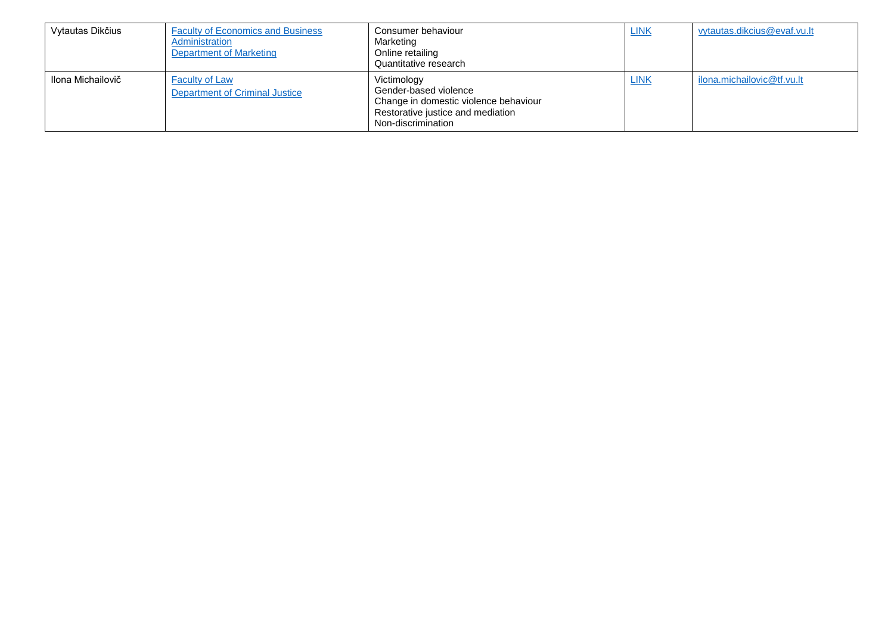| | | | | |
|---|---|---|---|---|
| Vytautas Dikčius | Faculty of Economics and Business Administration<br>Department of Marketing | Consumer behaviour<br>Marketing<br>Online retailing<br>Quantitative research | LINK | vytautas.dikcius@evaf.vu.lt |
| Ilona Michailovič | Faculty of Law<br>Department of Criminal Justice | Victimology<br>Gender-based violence<br>Change in domestic violence behaviour<br>Restorative justice and mediation<br>Non-discrimination | LINK | ilona.michailovic@tf.vu.lt |